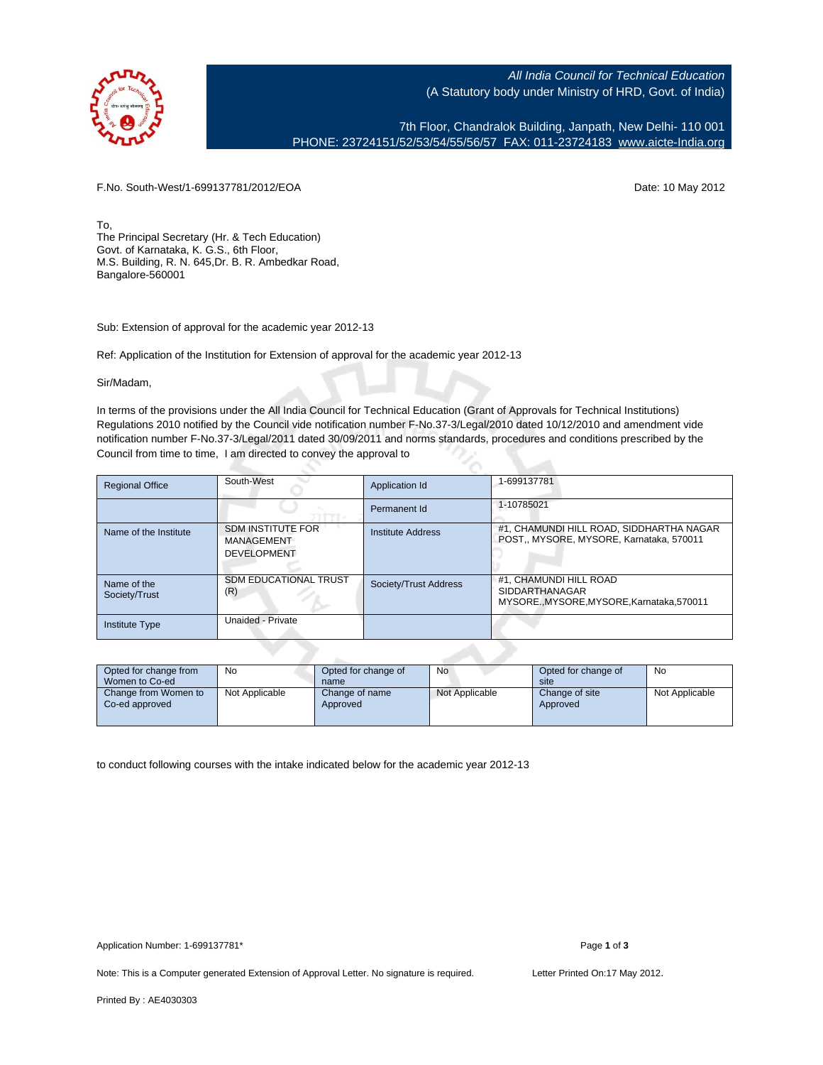All India Council for Technical Education
(A Statutory body under Ministry of HRD, Govt. of India)

7th Floor, Chandralok Building, Janpath, New Delhi- 110 001
PHONE: 23724151/52/53/54/55/56/57 FAX: 011-23724183 www.aicte-India.org

F.No. South-West/1-699137781/2012/EOA

Date: 10 May 2012

To,
The Principal Secretary (Hr. & Tech Education)
Govt. of Karnataka, K. G.S., 6th Floor,
M.S. Building, R. N. 645,Dr. B. R. Ambedkar Road,
Bangalore-560001

Sub: Extension of approval for the academic year 2012-13

Ref: Application of the Institution for Extension of approval for the academic year 2012-13

Sir/Madam,

In terms of the provisions under the All India Council for Technical Education (Grant of Approvals for Technical Institutions) Regulations 2010 notified by the Council vide notification number F-No.37-3/Legal/2010 dated 10/12/2010 and amendment vide notification number F-No.37-3/Legal/2011 dated 30/09/2011 and norms standards, procedures and conditions prescribed by the Council from time to time, I am directed to convey the approval to

| Regional Office | South-West | Application Id | 1-699137781 |
|---|---|---|---|
| | | Permanent Id | 1-10785021 |
| Name of the Institute | SDM INSTITUTE FOR MANAGEMENT DEVELOPMENT | Institute Address | #1, CHAMUNDI HILL ROAD, SIDDHARTHA NAGAR POST,, MYSORE, MYSORE, Karnataka, 570011 |
| Name of the Society/Trust | SDM EDUCATIONAL TRUST (R) | Society/Trust Address | #1, CHAMUNDI HILL ROAD SIDDARTHANAGAR MYSORE,,MYSORE,MYSORE,Karnataka,570011 |
| Institute Type | Unaided - Private | | |

| Opted for change from Women to Co-ed | No | Opted for change of name | No | Opted for change of site | No |
|---|---|---|---|---|---|
| Change from Women to Co-ed approved | Not Applicable | Change of name Approved | Not Applicable | Change of site Approved | Not Applicable |

to conduct following courses with the intake indicated below for the academic year 2012-13

Application Number: 1-699137781*

Note: This is a Computer generated Extension of Approval Letter. No signature is required.

Letter Printed On:17 May 2012.

Printed By : AE4030303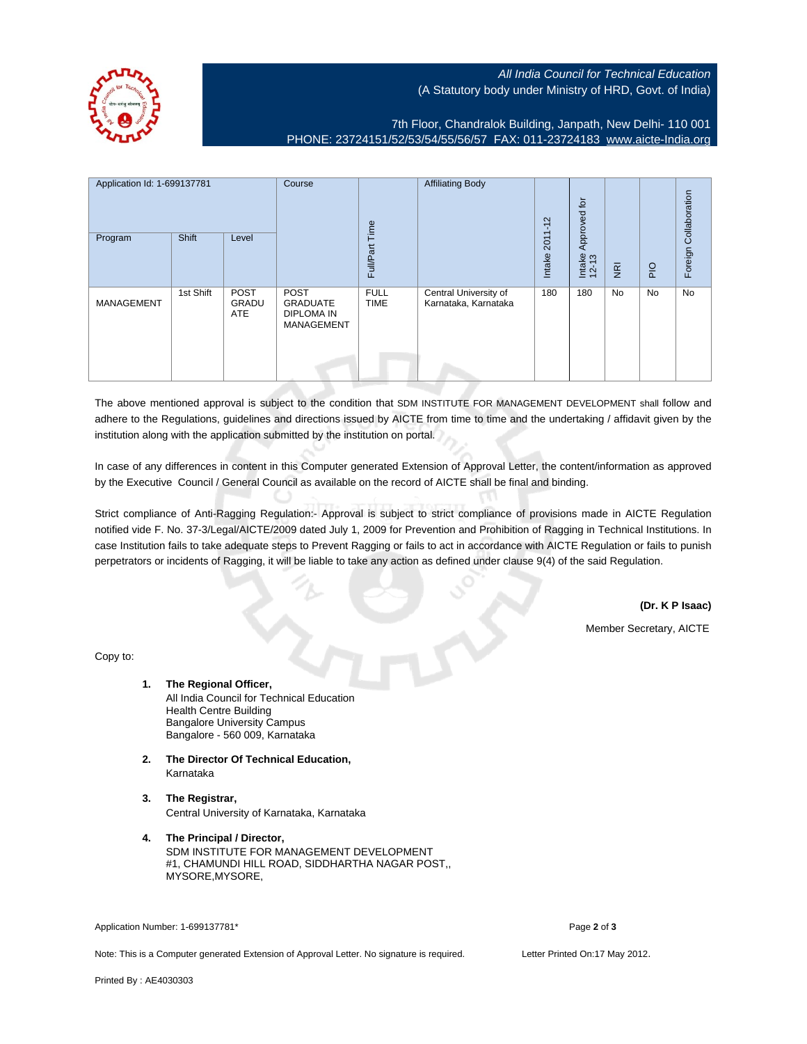*All India Council for Technical Education*
(A Statutory body under Ministry of HRD, Govt. of India)

7th Floor, Chandralok Building, Janpath, New Delhi- 110 001
PHONE: 23724151/52/53/54/55/56/57 FAX: 011-23724183 www.aicte-India.org

| Application Id: 1-699137781 | | | Course | Full/Part Time | Affiliating Body | Intake 2011-12 | Intake Approved for 12-13 | NRI | PIO | Foreign Collaboration |
|---|---|---|---|---|---|---|---|---|---|---|
| Program | Shift | Level | | | | | | | | |
| MANAGEMENT | 1st Shift | POST GRADUATE | POST GRADUATE DIPLOMA IN MANAGEMENT | FULL TIME | Central University of Karnataka, Karnataka | 180 | 180 | No | No | No |

The above mentioned approval is subject to the condition that SDM INSTITUTE FOR MANAGEMENT DEVELOPMENT shall follow and adhere to the Regulations, guidelines and directions issued by AICTE from time to time and the undertaking / affidavit given by the institution along with the application submitted by the institution on portal.

In case of any differences in content in this Computer generated Extension of Approval Letter, the content/information as approved by the Executive Council / General Council as available on the record of AICTE shall be final and binding.

Strict compliance of Anti-Ragging Regulation:- Approval is subject to strict compliance of provisions made in AICTE Regulation notified vide F. No. 37-3/Legal/AICTE/2009 dated July 1, 2009 for Prevention and Prohibition of Ragging in Technical Institutions. In case Institution fails to take adequate steps to Prevent Ragging or fails to act in accordance with AICTE Regulation or fails to punish perpetrators or incidents of Ragging, it will be liable to take any action as defined under clause 9(4) of the said Regulation.

**(Dr. K P Isaac)**

Member Secretary, AICTE

Copy to:

1. **The Regional Officer,**
   All India Council for Technical Education
   Health Centre Building
   Bangalore University Campus
   Bangalore - 560 009, Karnataka

2. **The Director Of Technical Education,**
   Karnataka

3. **The Registrar,**
   Central University of Karnataka, Karnataka

4. **The Principal / Director,**
   SDM INSTITUTE FOR MANAGEMENT DEVELOPMENT
   #1, CHAMUNDI HILL ROAD, SIDDHARTHA NAGAR POST,,
   MYSORE,MYSORE,

Application Number: 1-699137781*

Note: This is a Computer generated Extension of Approval Letter. No signature is required.

Letter Printed On:17 May 2012.

Printed By : AE4030303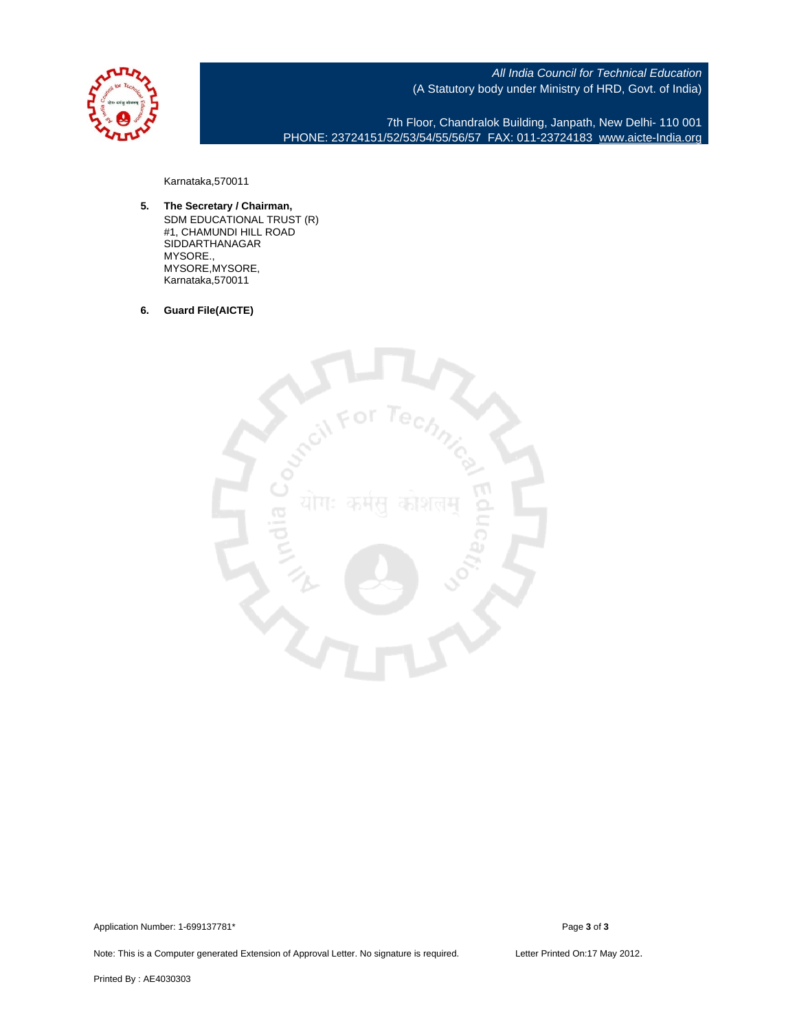Karnataka,570011

5. **The Secretary / Chairman,**
   SDM EDUCATIONAL TRUST (R)
   #1, CHAMUNDI HILL ROAD
   SIDDARTHANAGAR
   MYSORE.,
   MYSORE,MYSORE,
   Karnataka,570011

6. **Guard File(AICTE)**

Application Number: 1-699137781*

Note: This is a Computer generated Extension of Approval Letter. No signature is required.

Letter Printed On:17 May 2012.

Printed By : AE4030303